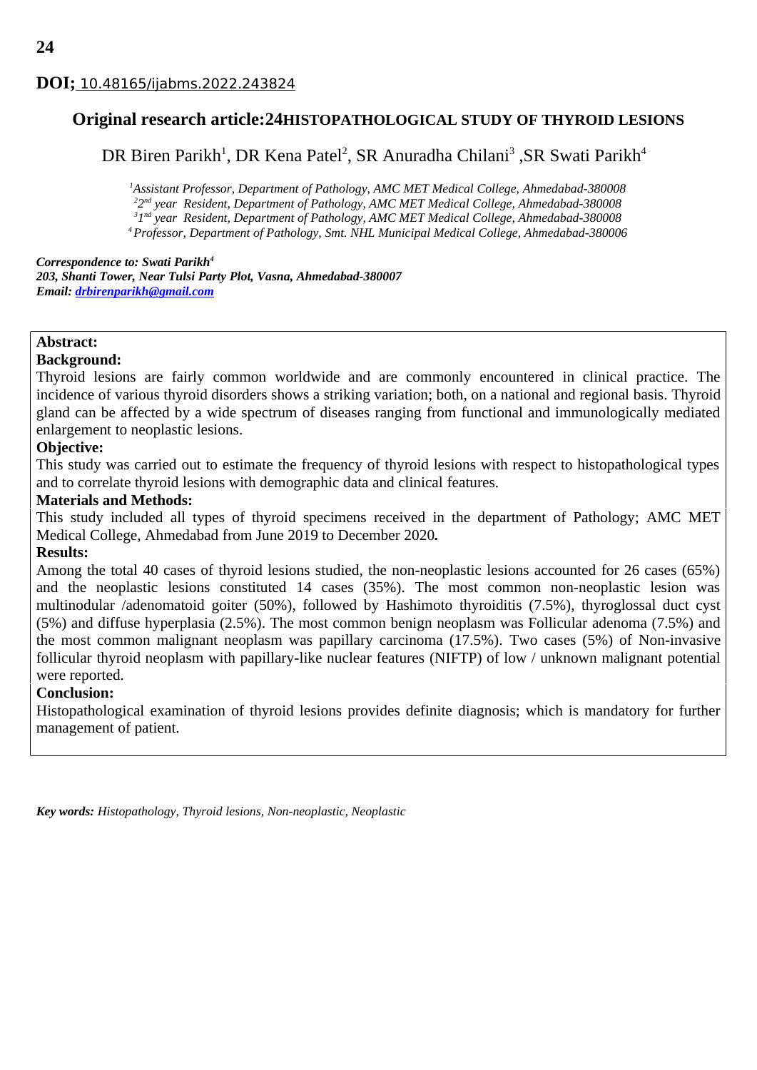**DOI;** 10.48165/ijabms.2022.243824

## Original research article:24HISTOPATHOLOGICAL STUDY OF THYROID LESIONS

DR Biren Parikh[1], DR Kena Patel[2], SR Anuradha Chilani[3] ,SR Swati Parikh[4]

*[1]Assistant Professor, Department of Pathology, AMC MET Medical College, Ahmedabad-380008*
*[2]2nd year Resident, Department of Pathology, AMC MET Medical College, Ahmedabad-380008*
*[3]1nd year Resident, Department of Pathology, AMC MET Medical College, Ahmedabad-380008*
*[4]Professor, Department of Pathology, Smt. NHL Municipal Medical College, Ahmedabad-380006*

***Correspondence to: Swati Parikh[4]***
***203, Shanti Tower, Near Tulsi Party Plot, Vasna, Ahmedabad-380007***
***Email: drbirenparikh@gmail.com***

**Abstract:**

**Background:**

Thyroid lesions are fairly common worldwide and are commonly encountered in clinical practice. The incidence of various thyroid disorders shows a striking variation; both, on a national and regional basis. Thyroid gland can be affected by a wide spectrum of diseases ranging from functional and immunologically mediated enlargement to neoplastic lesions.

**Objective:**

This study was carried out to estimate the frequency of thyroid lesions with respect to histopathological types and to correlate thyroid lesions with demographic data and clinical features.

**Materials and Methods:**

This study included all types of thyroid specimens received in the department of Pathology; AMC MET Medical College, Ahmedabad from June 2019 to December 2020**.**

**Results:**

Among the total 40 cases of thyroid lesions studied, the non-neoplastic lesions accounted for 26 cases (65%) and the neoplastic lesions constituted 14 cases (35%). The most common non-neoplastic lesion was multinodular /adenomatoid goiter (50%), followed by Hashimoto thyroiditis (7.5%), thyroglossal duct cyst (5%) and diffuse hyperplasia (2.5%). The most common benign neoplasm was Follicular adenoma (7.5%) and the most common malignant neoplasm was papillary carcinoma (17.5%). Two cases (5%) of Non-invasive follicular thyroid neoplasm with papillary-like nuclear features (NIFTP) of low / unknown malignant potential were reported.

**Conclusion:**

Histopathological examination of thyroid lesions provides definite diagnosis; which is mandatory for further management of patient.

***Key words:*** *Histopathology, Thyroid lesions, Non-neoplastic, Neoplastic*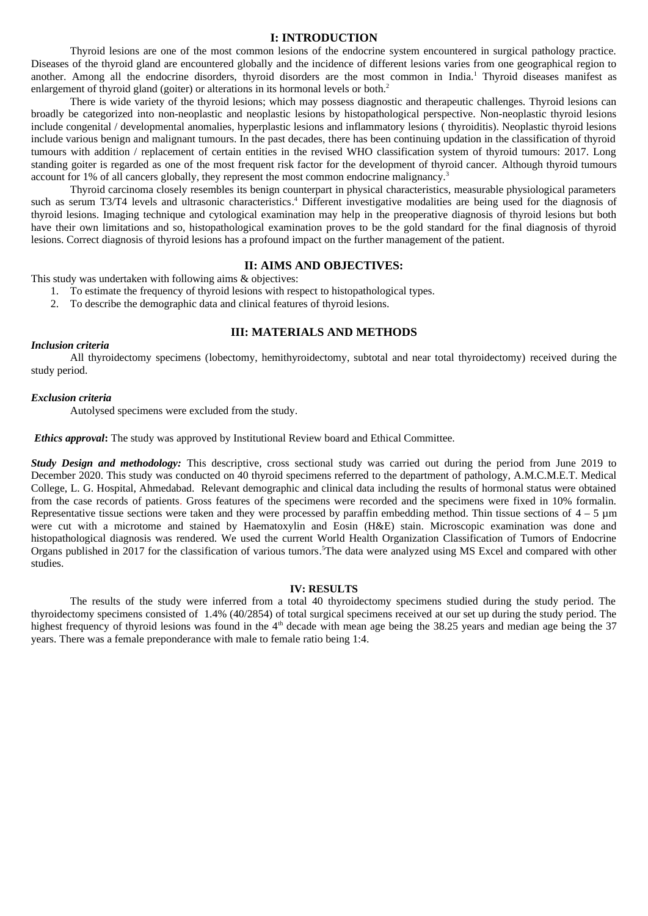## I: INTRODUCTION

Thyroid lesions are one of the most common lesions of the endocrine system encountered in surgical pathology practice. Diseases of the thyroid gland are encountered globally and the incidence of different lesions varies from one geographical region to another. Among all the endocrine disorders, thyroid disorders are the most common in India.[1] Thyroid diseases manifest as enlargement of thyroid gland (goiter) or alterations in its hormonal levels or both.[2]

There is wide variety of the thyroid lesions; which may possess diagnostic and therapeutic challenges. Thyroid lesions can broadly be categorized into non-neoplastic and neoplastic lesions by histopathological perspective. Non-neoplastic thyroid lesions include congenital / developmental anomalies, hyperplastic lesions and inflammatory lesions ( thyroiditis). Neoplastic thyroid lesions include various benign and malignant tumours. In the past decades, there has been continuing updation in the classification of thyroid tumours with addition / replacement of certain entities in the revised WHO classification system of thyroid tumours: 2017. Long standing goiter is regarded as one of the most frequent risk factor for the development of thyroid cancer. Although thyroid tumours account for 1% of all cancers globally, they represent the most common endocrine malignancy.[3]

Thyroid carcinoma closely resembles its benign counterpart in physical characteristics, measurable physiological parameters such as serum T3/T4 levels and ultrasonic characteristics.[4] Different investigative modalities are being used for the diagnosis of thyroid lesions. Imaging technique and cytological examination may help in the preoperative diagnosis of thyroid lesions but both have their own limitations and so, histopathological examination proves to be the gold standard for the final diagnosis of thyroid lesions. Correct diagnosis of thyroid lesions has a profound impact on the further management of the patient.

## II: AIMS AND OBJECTIVES:

This study was undertaken with following aims & objectives:

1. To estimate the frequency of thyroid lesions with respect to histopathological types.
2. To describe the demographic data and clinical features of thyroid lesions.

## III: MATERIALS AND METHODS

***Inclusion criteria***

All thyroidectomy specimens (lobectomy, hemithyroidectomy, subtotal and near total thyroidectomy) received during the study period.

***Exclusion criteria***

Autolysed specimens were excluded from the study.

***Ethics approval*****:** The study was approved by Institutional Review board and Ethical Committee.

***Study Design and methodology:*** This descriptive, cross sectional study was carried out during the period from June 2019 to December 2020. This study was conducted on 40 thyroid specimens referred to the department of pathology, A.M.C.M.E.T. Medical College, L. G. Hospital, Ahmedabad. Relevant demographic and clinical data including the results of hormonal status were obtained from the case records of patients. Gross features of the specimens were recorded and the specimens were fixed in 10% formalin. Representative tissue sections were taken and they were processed by paraffin embedding method. Thin tissue sections of 4 – 5 µm were cut with a microtome and stained by Haematoxylin and Eosin (H&E) stain. Microscopic examination was done and histopathological diagnosis was rendered. We used the current World Health Organization Classification of Tumors of Endocrine Organs published in 2017 for the classification of various tumors.[5] The data were analyzed using MS Excel and compared with other studies.

## IV: RESULTS

The results of the study were inferred from a total 40 thyroidectomy specimens studied during the study period. The thyroidectomy specimens consisted of 1.4% (40/2854) of total surgical specimens received at our set up during the study period. The highest frequency of thyroid lesions was found in the 4$^{th}$ decade with mean age being the 38.25 years and median age being the 37 years. There was a female preponderance with male to female ratio being 1:4.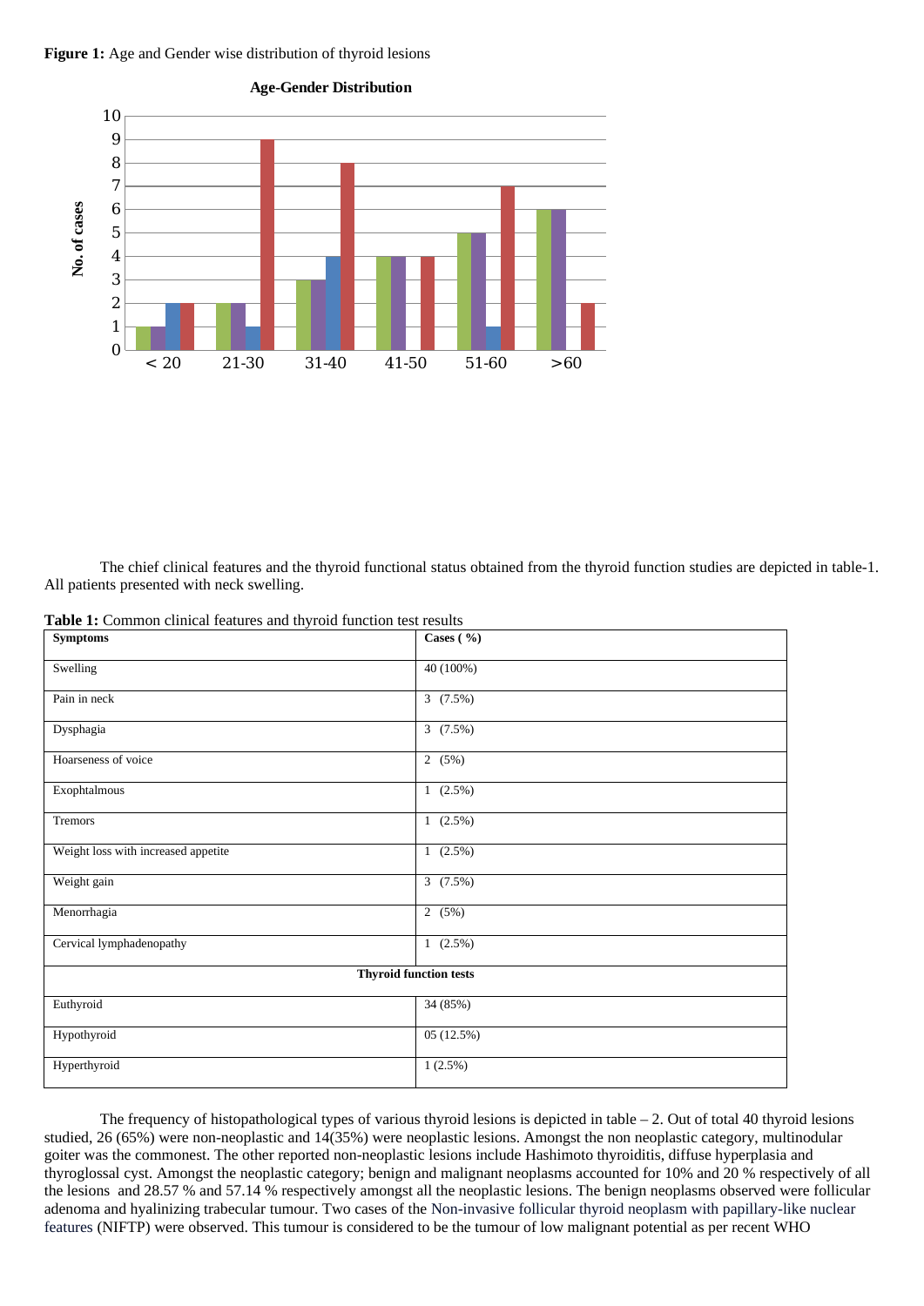**Figure 1:** Age and Gender wise distribution of thyroid lesions

The chief clinical features and the thyroid functional status obtained from the thyroid function studies are depicted in table-1. All patients presented with neck swelling.

**Table 1:** Common clinical features and thyroid function test results

| Symptoms | Cases ( %) |
|---|---|
| Swelling | 40 (100%) |
| Pain in neck | 3 (7.5%) |
| Dysphagia | 3 (7.5%) |
| Hoarseness of voice | 2 (5%) |
| Exophtalmous | 1 (2.5%) |
| Tremors | 1 (2.5%) |
| Weight loss with increased appetite | 1 (2.5%) |
| Weight gain | 3 (7.5%) |
| Menorrhagia | 2 (5%) |
| Cervical lymphadenopathy | 1 (2.5%) |
| **Thyroid function tests** | |
| Euthyroid | 34 (85%) |
| Hypothyroid | 05 (12.5%) |
| Hyperthyroid | 1 (2.5%) |

The frequency of histopathological types of various thyroid lesions is depicted in table – 2. Out of total 40 thyroid lesions studied, 26 (65%) were non-neoplastic and 14(35%) were neoplastic lesions. Amongst the non neoplastic category, multinodular goiter was the commonest. The other reported non-neoplastic lesions include Hashimoto thyroiditis, diffuse hyperplasia and thyroglossal cyst. Amongst the neoplastic category; benign and malignant neoplasms accounted for 10% and 20 % respectively of all the lesions and 28.57 % and 57.14 % respectively amongst all the neoplastic lesions. The benign neoplasms observed were follicular adenoma and hyalinizing trabecular tumour. Two cases of the Non-invasive follicular thyroid neoplasm with papillary-like nuclear features (NIFTP) were observed. This tumour is considered to be the tumour of low malignant potential as per recent WHO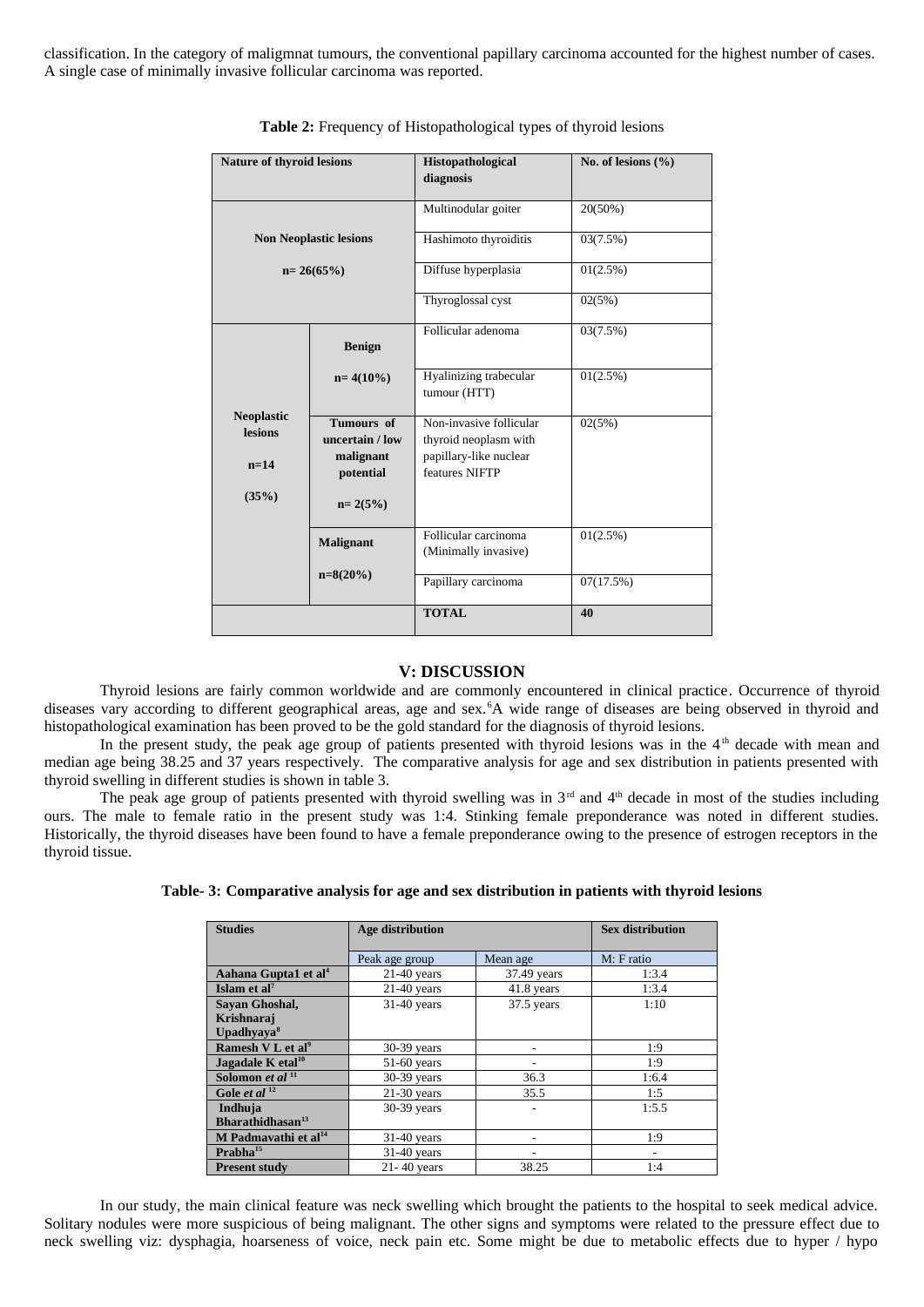classification. In the category of maligmnat tumours, the conventional papillary carcinoma accounted for the highest number of cases. A single case of minimally invasive follicular carcinoma was reported.

**Table 2:** Frequency of Histopathological types of thyroid lesions

| Nature of thyroid lesions | | Histopathological diagnosis | No. of lesions (%) |
|---|---|---|---|
| **Non Neoplastic lesions n= 26(65%)** | | Multinodular goiter | 20(50%) |
| | | Hashimoto thyroiditis | 03(7.5%) |
| | | Diffuse hyperplasia | 01(2.5%) |
| | | Thyroglossal cyst | 02(5%) |
| **Neoplastic lesions n=14 (35%)** | **Benign n= 4(10%)** | Follicular adenoma | 03(7.5%) |
| | | Hyalinizing trabecular tumour (HTT) | 01(2.5%) |
| | **Tumours of uncertain / low malignant potential n= 2(5%)** | Non-invasive follicular thyroid neoplasm with papillary-like nuclear features NIFTP | 02(5%) |
| | **Malignant n=8(20%)** | Follicular carcinoma (Minimally invasive) | 01(2.5%) |
| | | Papillary carcinoma | 07(17.5%) |
| | | **TOTAL** | **40** |

## V: DISCUSSION

Thyroid lesions are fairly common worldwide and are commonly encountered in clinical practice. Occurrence of thyroid diseases vary according to different geographical areas, age and sex.[6]A wide range of diseases are being observed in thyroid and histopathological examination has been proved to be the gold standard for the diagnosis of thyroid lesions.

In the present study, the peak age group of patients presented with thyroid lesions was in the 4th decade with mean and median age being 38.25 and 37 years respectively. The comparative analysis for age and sex distribution in patients presented with thyroid swelling in different studies is shown in table 3.

The peak age group of patients presented with thyroid swelling was in 3rd and 4th decade in most of the studies including ours. The male to female ratio in the present study was 1:4. Stinking female preponderance was noted in different studies. Historically, the thyroid diseases have been found to have a female preponderance owing to the presence of estrogen receptors in the thyroid tissue.

**Table- 3: Comparative analysis for age and sex distribution in patients with thyroid lesions**

| Studies | Age distribution | | Sex distribution |
|---|---|---|---|
| | Peak age group | Mean age | M: F ratio |
| **Aahana Gupta1 et al[4]** | 21-40 years | 37.49 years | 1:3.4 |
| **Islam et al[7]** | 21-40 years | 41.8 years | 1:3.4 |
| **Sayan Ghoshal, Krishnaraj Upadhyaya[8]** | 31-40 years | 37.5 years | 1:10 |
| **Ramesh V L et al[9]** | 30-39 years | - | 1:9 |
| **Jagadale K etal[10]** | 51-60 years | - | 1:9 |
| **Solomon *et al*[11]** | 30-39 years | 36.3 | 1:6.4 |
| **Gole *et al*[12]** | 21-30 years | 35.5 | 1:5 |
| **Indhuja Bharathidhasan[13]** | 30-39 years | - | 1:5.5 |
| **M Padmavathi et al[14]** | 31-40 years | - | 1:9 |
| **Prabha[15]** | 31-40 years | - | - |
| **Present study** | 21- 40 years | 38.25 | 1:4 |

In our study, the main clinical feature was neck swelling which brought the patients to the hospital to seek medical advice. Solitary nodules were more suspicious of being malignant. The other signs and symptoms were related to the pressure effect due to neck swelling viz: dysphagia, hoarseness of voice, neck pain etc. Some might be due to metabolic effects due to hyper / hypo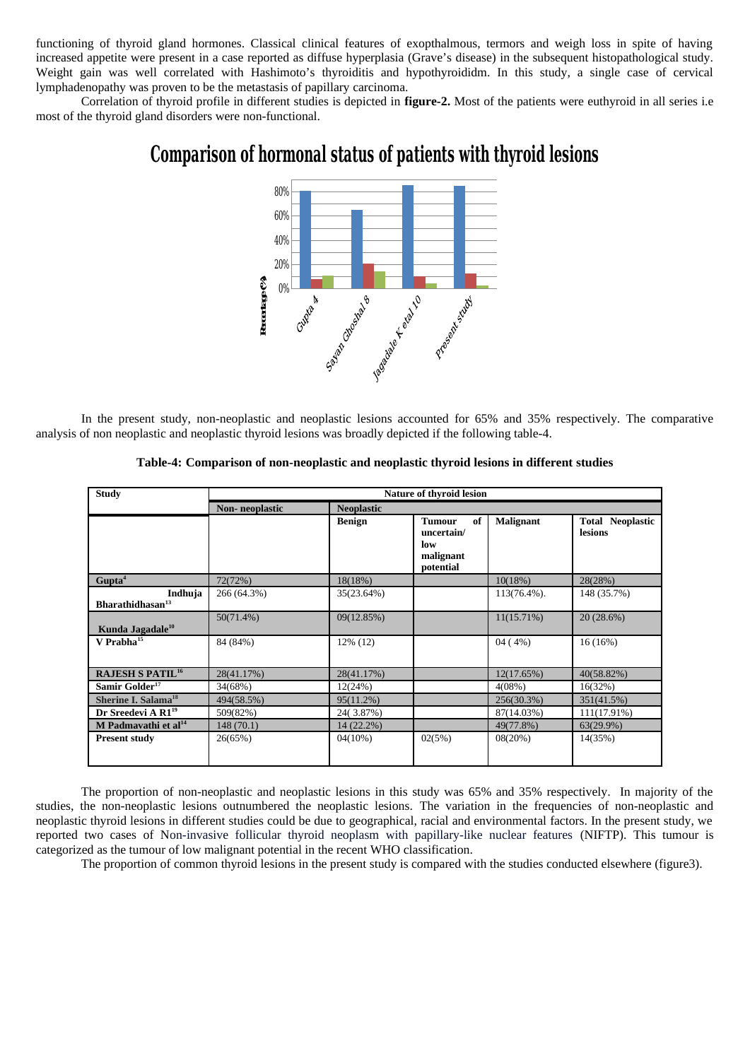functioning of thyroid gland hormones. Classical clinical features of exopthalmous, termors and weigh loss in spite of having increased appetite were present in a case reported as diffuse hyperplasia (Grave's disease) in the subsequent histopathological study. Weight gain was well correlated with Hashimoto's thyroiditis and hypothyroididm. In this study, a single case of cervical lymphadenopathy was proven to be the metastasis of papillary carcinoma.

Correlation of thyroid profile in different studies is depicted in **figure-2.** Most of the patients were euthyroid in all series i.e most of the thyroid gland disorders were non-functional.

**Comparison of hormonal status of patients with thyroid lesions**

In the present study, non-neoplastic and neoplastic lesions accounted for 65% and 35% respectively. The comparative analysis of non neoplastic and neoplastic thyroid lesions was broadly depicted if the following table-4.

**Table-4: Comparison of non-neoplastic and neoplastic thyroid lesions in different studies**

| Study | Nature of thyroid lesion | | | | |
|---|---|---|---|---|---|
| | Non- neoplastic | Neoplastic | | | |
| | | Benign | Tumour of uncertain/ low malignant potential | Malignant | Total Neoplastic lesions |
| Gupta[4] | 72(72%) | 18(18%) | | 10(18%) | 28(28%) |
| Indhuja Bharathidhasan[13] | 266 (64.3%) | 35(23.64%) | | 113(76.4%). | 148 (35.7%) |
| Kunda Jagadale[10] | 50(71.4%) | 09(12.85%) | | 11(15.71%) | 20 (28.6%) |
| V Prabha[15] | 84 (84%) | 12% (12) | | 04 ( 4%) | 16 (16%) |
| RAJESH S PATIL[16] | 28(41.17%) | 28(41.17%) | | 12(17.65%) | 40(58.82%) |
| Samir Golder[17] | 34(68%) | 12(24%) | | 4(08%) | 16(32%) |
| Sherine I. Salama[18] | 494(58.5%) | 95(11.2%) | | 256(30.3%) | 351(41.5%) |
| Dr Sreedevi A R1[19] | 509(82%) | 24( 3.87%) | | 87(14.03%) | 111(17.91%) |
| M Padmavathi et al[14] | 148 (70.1) | 14 (22.2%) | | 49(77.8%) | 63(29.9%) |
| Present study | 26(65%) | 04(10%) | 02(5%) | 08(20%) | 14(35%) |

The proportion of non-neoplastic and neoplastic lesions in this study was 65% and 35% respectively. In majority of the studies, the non-neoplastic lesions outnumbered the neoplastic lesions. The variation in the frequencies of non-neoplastic and neoplastic thyroid lesions in different studies could be due to geographical, racial and environmental factors. In the present study, we reported two cases of Non-invasive follicular thyroid neoplasm with papillary-like nuclear features (NIFTP). This tumour is categorized as the tumour of low malignant potential in the recent WHO classification.

The proportion of common thyroid lesions in the present study is compared with the studies conducted elsewhere (figure3).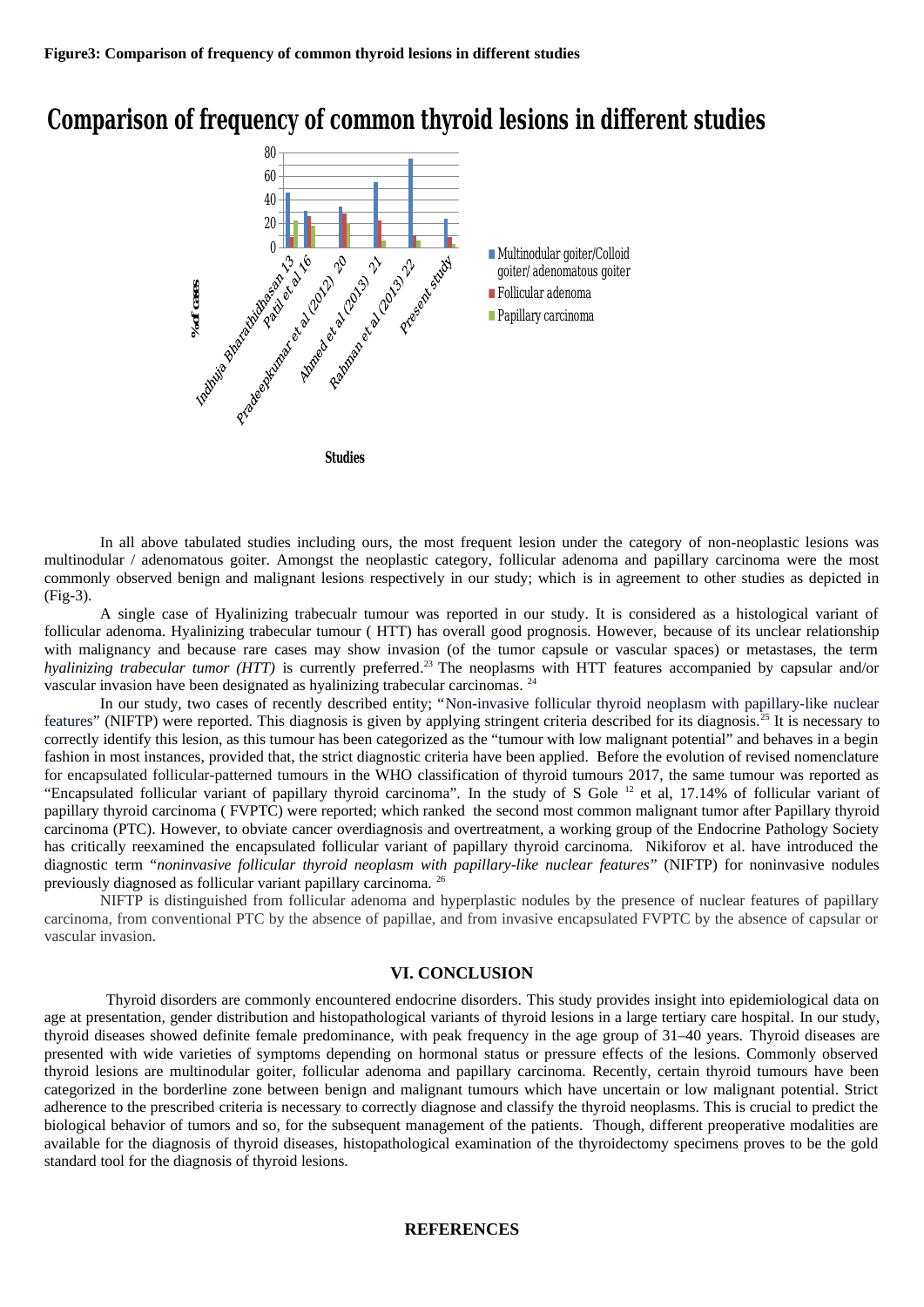**Figure3: Comparison of frequency of common thyroid lesions in different studies**

In all above tabulated studies including ours, the most frequent lesion under the category of non-neoplastic lesions was multinodular / adenomatous goiter. Amongst the neoplastic category, follicular adenoma and papillary carcinoma were the most commonly observed benign and malignant lesions respectively in our study; which is in agreement to other studies as depicted in (Fig-3).

A single case of Hyalinizing trabecualr tumour was reported in our study. It is considered as a histological variant of follicular adenoma. Hyalinizing trabecular tumour ( HTT) has overall good prognosis. However, because of its unclear relationship with malignancy and because rare cases may show invasion (of the tumor capsule or vascular spaces) or metastases, the term *hyalinizing trabecular tumor (HTT)* is currently preferred.[23] The neoplasms with HTT features accompanied by capsular and/or vascular invasion have been designated as hyalinizing trabecular carcinomas. [24]

In our study, two cases of recently described entity; "Non-invasive follicular thyroid neoplasm with papillary-like nuclear features" (NIFTP) were reported. This diagnosis is given by applying stringent criteria described for its diagnosis.[25] It is necessary to correctly identify this lesion, as this tumour has been categorized as the "tumour with low malignant potential" and behaves in a begin fashion in most instances, provided that, the strict diagnostic criteria have been applied. Before the evolution of revised nomenclature for encapsulated follicular-patterned tumours in the WHO classification of thyroid tumours 2017, the same tumour was reported as "Encapsulated follicular variant of papillary thyroid carcinoma". In the study of S Gole [12] et al, 17.14% of follicular variant of papillary thyroid carcinoma ( FVPTC) were reported; which ranked the second most common malignant tumor after Papillary thyroid carcinoma (PTC). However, to obviate cancer overdiagnosis and overtreatment, a working group of the Endocrine Pathology Society has critically reexamined the encapsulated follicular variant of papillary thyroid carcinoma. Nikiforov et al. have introduced the diagnostic term "*noninvasive follicular thyroid neoplasm with papillary-like nuclear features*" (NIFTP) for noninvasive nodules previously diagnosed as follicular variant papillary carcinoma. [26]

NIFTP is distinguished from follicular adenoma and hyperplastic nodules by the presence of nuclear features of papillary carcinoma, from conventional PTC by the absence of papillae, and from invasive encapsulated FVPTC by the absence of capsular or vascular invasion.

## VI. CONCLUSION

Thyroid disorders are commonly encountered endocrine disorders. This study provides insight into epidemiological data on age at presentation, gender distribution and histopathological variants of thyroid lesions in a large tertiary care hospital. In our study, thyroid diseases showed definite female predominance, with peak frequency in the age group of 31–40 years. Thyroid diseases are presented with wide varieties of symptoms depending on hormonal status or pressure effects of the lesions. Commonly observed thyroid lesions are multinodular goiter, follicular adenoma and papillary carcinoma. Recently, certain thyroid tumours have been categorized in the borderline zone between benign and malignant tumours which have uncertain or low malignant potential. Strict adherence to the prescribed criteria is necessary to correctly diagnose and classify the thyroid neoplasms. This is crucial to predict the biological behavior of tumors and so, for the subsequent management of the patients. Though, different preoperative modalities are available for the diagnosis of thyroid diseases, histopathological examination of the thyroidectomy specimens proves to be the gold standard tool for the diagnosis of thyroid lesions.

## REFERENCES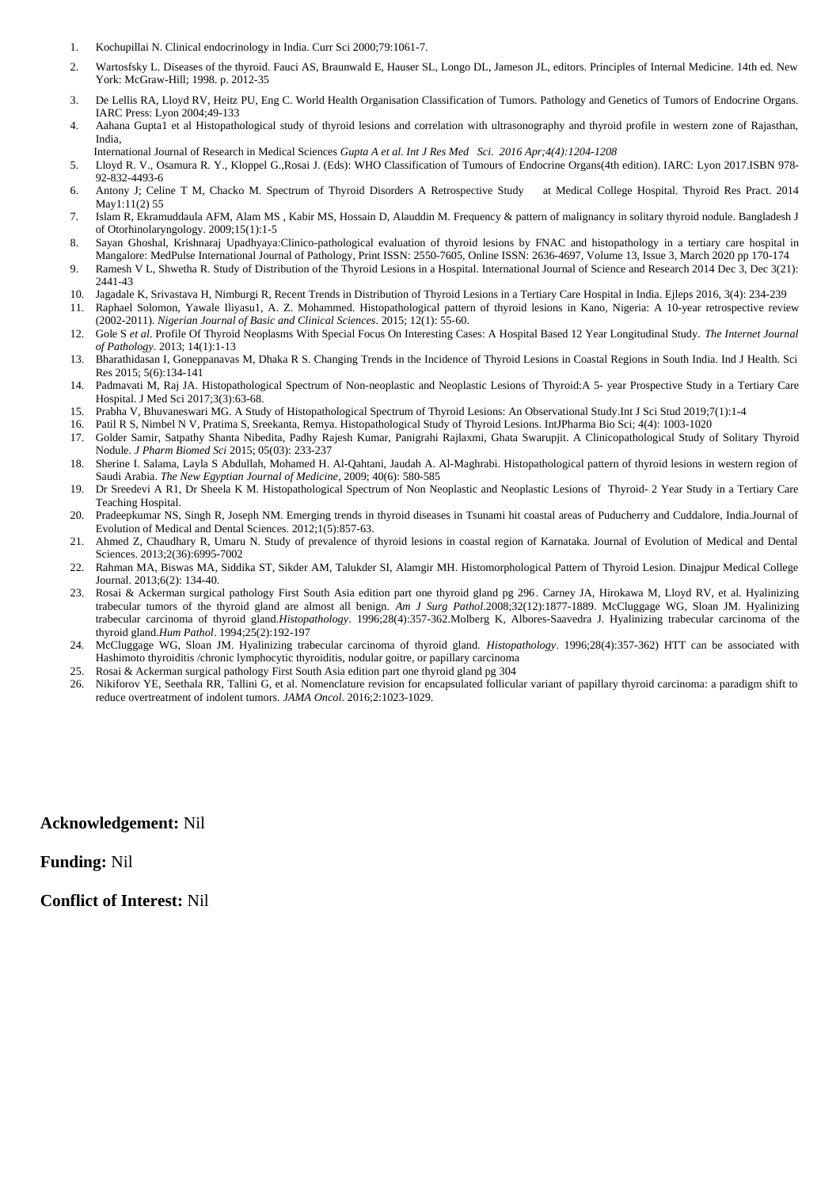1. Kochupillai N. Clinical endocrinology in India. Curr Sci 2000;79:1061-7.
2. Wartosfsky L. Diseases of the thyroid. Fauci AS, Braunwald E, Hauser SL, Longo DL, Jameson JL, editors. Principles of Internal Medicine. 14th ed. New York: McGraw-Hill; 1998. p. 2012-35
3. De Lellis RA, Lloyd RV, Heitz PU, Eng C. World Health Organisation Classification of Tumors. Pathology and Genetics of Tumors of Endocrine Organs. IARC Press: Lyon 2004;49-133
4. Aahana Gupta1 et al Histopathological study of thyroid lesions and correlation with ultrasonography and thyroid profile in western zone of Rajasthan, India,
   International Journal of Research in Medical Sciences *Gupta A et al. Int J Res Med Sci. 2016 Apr;4(4):1204-1208*
5. Lloyd R. V., Osamura R. Y., Kloppel G.,Rosai J. (Eds): WHO Classification of Tumours of Endocrine Organs(4th edition). IARC: Lyon 2017.ISBN 978-92-832-4493-6
6. Antony J; Celine T M, Chacko M. Spectrum of Thyroid Disorders A Retrospective Study at Medical College Hospital. Thyroid Res Pract. 2014 May1:11(2) 55
7. Islam R, Ekramuddaula AFM, Alam MS , Kabir MS, Hossain D, Alauddin M. Frequency & pattern of malignancy in solitary thyroid nodule. Bangladesh J of Otorhinolaryngology. 2009;15(1):1-5
8. Sayan Ghoshal, Krishnaraj Upadhyaya:Clinico-pathological evaluation of thyroid lesions by FNAC and histopathology in a tertiary care hospital in Mangalore: MedPulse International Journal of Pathology, Print ISSN: 2550-7605, Online ISSN: 2636-4697, Volume 13, Issue 3, March 2020 pp 170-174
9. Ramesh V L, Shwetha R. Study of Distribution of the Thyroid Lesions in a Hospital. International Journal of Science and Research 2014 Dec 3, Dec 3(21): 2441-43
10. Jagadale K, Srivastava H, Nimburgi R, Recent Trends in Distribution of Thyroid Lesions in a Tertiary Care Hospital in India. Ejleps 2016, 3(4): 234-239
11. Raphael Solomon, Yawale Iliyasu1, A. Z. Mohammed. Histopathological pattern of thyroid lesions in Kano, Nigeria: A 10-year retrospective review (2002-2011). *Nigerian Journal of Basic and Clinical Sciences*. 2015; 12(1): 55-60.
12. Gole S *et al*. Profile Of Thyroid Neoplasms With Special Focus On Interesting Cases: A Hospital Based 12 Year Longitudinal Study. *The Internet Journal of Pathology*. 2013; 14(1):1-13
13. Bharathidasan I, Goneppanavas M, Dhaka R S. Changing Trends in the Incidence of Thyroid Lesions in Coastal Regions in South India. Ind J Health. Sci Res 2015; 5(6):134-141
14. Padmavati M, Raj JA. Histopathological Spectrum of Non-neoplastic and Neoplastic Lesions of Thyroid:A 5- year Prospective Study in a Tertiary Care Hospital. J Med Sci 2017;3(3):63-68.
15. Prabha V, Bhuvaneswari MG. A Study of Histopathological Spectrum of Thyroid Lesions: An Observational Study.Int J Sci Stud 2019;7(1):1-4
16. Patil R S, Nimbel N V, Pratima S, Sreekanta, Remya. Histopathological Study of Thyroid Lesions. IntJPharma Bio Sci; 4(4): 1003-1020
17. Golder Samir, Satpathy Shanta Nibedita, Padhy Rajesh Kumar, Panigrahi Rajlaxmi, Ghata Swarupjit. A Clinicopathological Study of Solitary Thyroid Nodule. *J Pharm Biomed Sci* 2015; 05(03): 233-237
18. Sherine I. Salama, Layla S Abdullah, Mohamed H. Al-Qahtani, Jaudah A. Al-Maghrabi. Histopathological pattern of thyroid lesions in western region of Saudi Arabia. *The New Egyptian Journal of Medicine*, 2009; 40(6): 580-585
19. Dr Sreedevi A R1, Dr Sheela K M. Histopathological Spectrum of Non Neoplastic and Neoplastic Lesions of Thyroid- 2 Year Study in a Tertiary Care Teaching Hospital.
20. Pradeepkumar NS, Singh R, Joseph NM. Emerging trends in thyroid diseases in Tsunami hit coastal areas of Puducherry and Cuddalore, India.Journal of Evolution of Medical and Dental Sciences. 2012;1(5):857-63.
21. Ahmed Z, Chaudhary R, Umaru N. Study of prevalence of thyroid lesions in coastal region of Karnataka. Journal of Evolution of Medical and Dental Sciences. 2013;2(36):6995-7002
22. Rahman MA, Biswas MA, Siddika ST, Sikder AM, Talukder SI, Alamgir MH. Histomorphological Pattern of Thyroid Lesion. Dinajpur Medical College Journal. 2013;6(2): 134-40.
23. Rosai & Ackerman surgical pathology First South Asia edition part one thyroid gland pg 296. Carney JA, Hirokawa M, Lloyd RV, et al. Hyalinizing trabecular tumors of the thyroid gland are almost all benign. *Am J Surg Pathol*.2008;32(12):1877-1889. McCluggage WG, Sloan JM. Hyalinizing trabecular carcinoma of thyroid gland.*Histopathology*. 1996;28(4):357-362.Molberg K, Albores-Saavedra J. Hyalinizing trabecular carcinoma of the thyroid gland.*Hum Pathol*. 1994;25(2):192-197
24. McCluggage WG, Sloan JM. Hyalinizing trabecular carcinoma of thyroid gland. *Histopathology*. 1996;28(4):357-362) HTT can be associated with Hashimoto thyroiditis /chronic lymphocytic thyroiditis, nodular goitre, or papillary carcinoma
25. Rosai & Ackerman surgical pathology First South Asia edition part one thyroid gland pg 304
26. Nikiforov YE, Seethala RR, Tallini G, et al. Nomenclature revision for encapsulated follicular variant of papillary thyroid carcinoma: a paradigm shift to reduce overtreatment of indolent tumors. *JAMA Oncol*. 2016;2:1023-1029.

**Acknowledgement:** Nil

**Funding:** Nil

**Conflict of Interest:** Nil